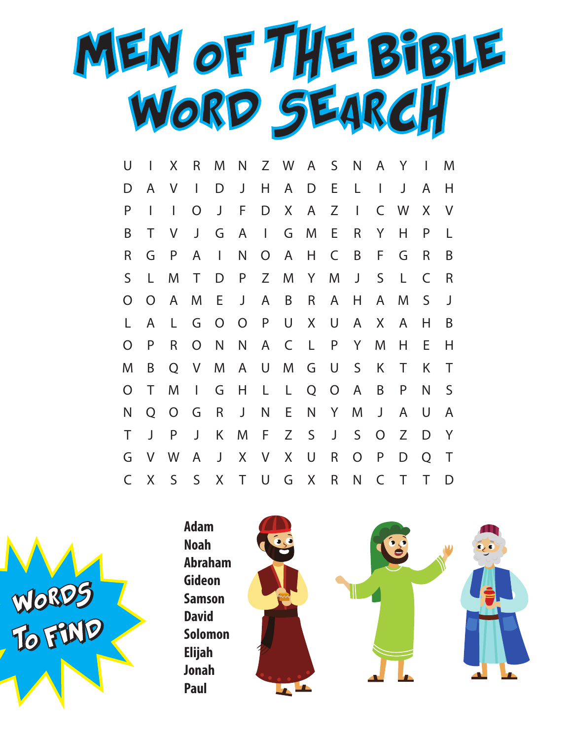# MEN OF THE BIBLE WORD SEARCH

```
U I X R M N Z W A S N A Y I M
D A V I D J H A D E L I J A H
P I I O J F D X A Z I C W X V
B T V J G A I G M E R Y H P L
R G P A I N O A H C B F G R B
S L M T D P Z M Y M J S L C R
O O A M E J A B R A H A M S J
L A L G O O P U X U A X A H B
O P R O N N A C L P Y M H E H
M B Q V M A U M G U S K T K T
O T M I G H L L Q O A B P N S
N Q O G R J N E N Y M J A U A
T J P J K M F Z S J S O Z D Y
G V W A J X V X U R O P D Q T
C X S S X T U G X R N C T T D
```

## WORDS TO FIND

- Adam
- Noah
- Abraham
- Gideon
- Samson
- David
- Solomon
- Elijah
- Jonah
- Paul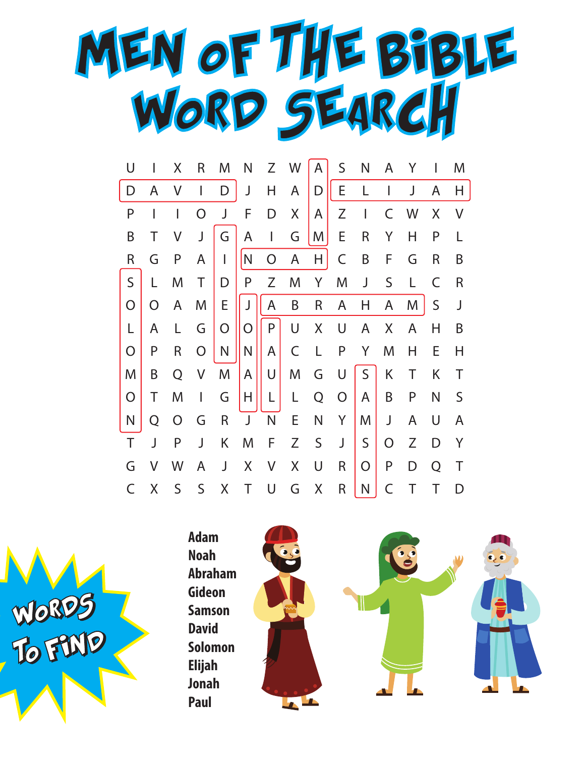# MEN OF THE BIBLE WORD SEARCH

| | | | | | | | | | | | | | | |
|---|---|---|---|---|---|---|---|---|---|---|---|---|---|---|
| U | I | X | R | M | N | Z | W | A | S | N | A | Y | I | M |
| D | A | V | I | D | J | H | A | D | E | L | I | J | A | H |
| P | I | I | O | J | F | D | X | A | Z | I | C | W | X | V |
| B | T | V | J | G | A | I | G | M | E | R | Y | H | P | L |
| R | G | P | A | I | N | O | A | H | C | B | F | G | R | B |
| S | L | M | T | D | P | Z | M | Y | M | J | S | L | C | R |
| O | O | A | M | E | J | A | B | R | A | H | A | M | S | J |
| L | A | L | G | O | O | P | U | X | U | A | X | A | H | B |
| O | P | R | O | N | N | A | C | L | P | Y | M | H | E | H |
| M | B | Q | V | M | A | U | M | G | U | S | K | T | K | T |
| O | T | M | I | G | H | L | L | Q | O | A | B | P | N | S |
| N | Q | O | G | R | J | N | E | N | Y | M | J | A | U | A |
| T | J | P | J | K | M | F | Z | S | J | S | O | Z | D | Y |
| G | V | W | A | J | X | V | X | U | R | O | P | D | Q | T |
| C | X | S | S | X | T | U | G | X | R | N | C | T | T | D |

## WORDS TO FIND

- Adam
- Noah
- Abraham
- Gideon
- Samson
- David
- Solomon
- Elijah
- Jonah
- Paul